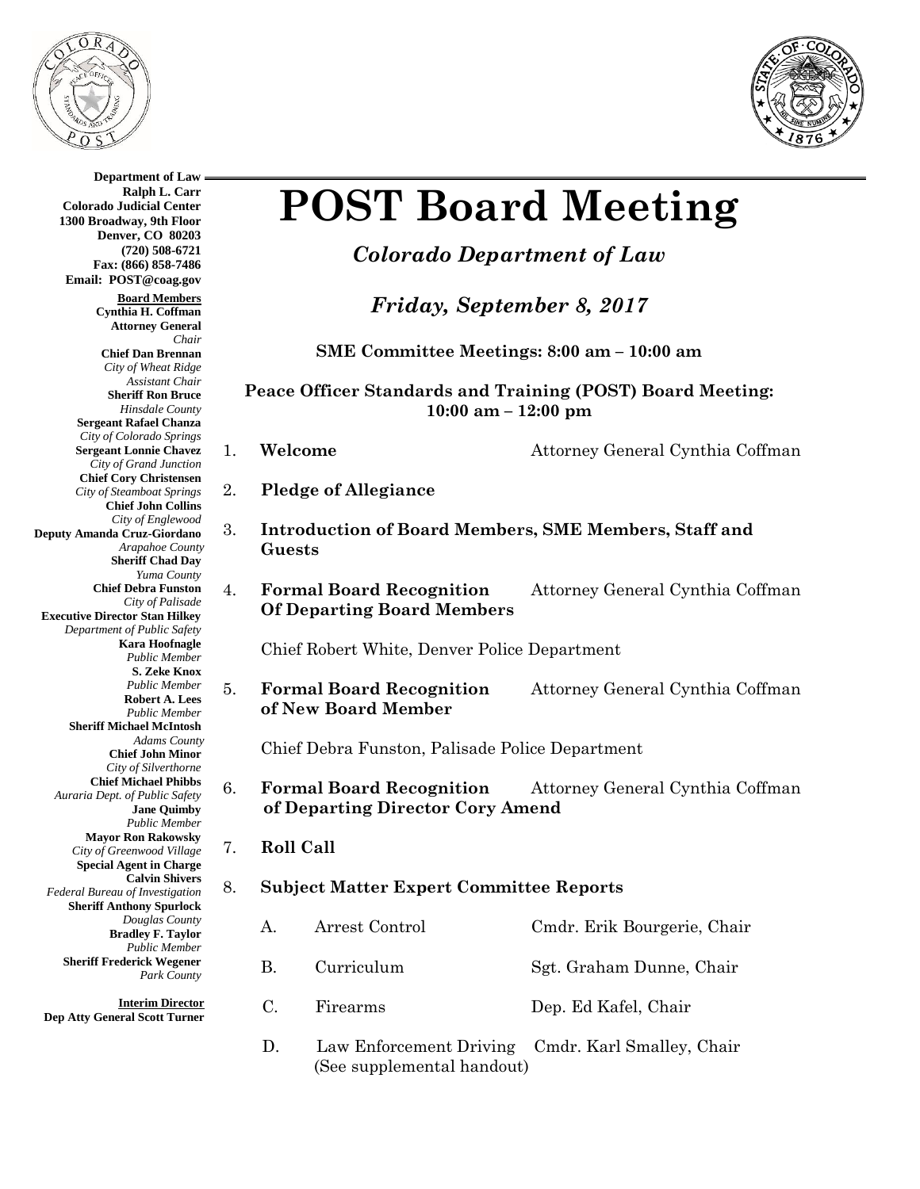**Department of Law**
**Ralph L. Carr**
**Colorado Judicial Center**
**1300 Broadway, 9th Floor**
**Denver, CO 80203**
**(720) 508-6721**
**Fax: (866) 858-7486**
**Email: POST@coag.gov**

**Board Members**
**Cynthia H. Coffman**
**Attorney General**
*Chair*
**Chief Dan Brennan**
*City of Wheat Ridge*
*Assistant Chair*
**Sheriff Ron Bruce**
*Hinsdale County*
**Sergeant Rafael Chanza**
*City of Colorado Springs*
**Sergeant Lonnie Chavez**
*City of Grand Junction*
**Chief Cory Christensen**
*City of Steamboat Springs*
**Chief John Collins**
*City of Englewood*
**Deputy Amanda Cruz-Giordano**
*Arapahoe County*
**Sheriff Chad Day**
*Yuma County*
**Chief Debra Funston**
*City of Palisade*
**Executive Director Stan Hilkey**
*Department of Public Safety*
**Kara Hoofnagle**
*Public Member*
**S. Zeke Knox**
*Public Member*
**Robert A. Lees**
*Public Member*
**Sheriff Michael McIntosh**
*Adams County*
**Chief John Minor**
*City of Silverthorne*
**Chief Michael Phibbs**
*Auraria Dept. of Public Safety*
**Jane Quimby**
*Public Member*
**Mayor Ron Rakowsky**
*City of Greenwood Village*
**Special Agent in Charge**
**Calvin Shivers**
*Federal Bureau of Investigation*
**Sheriff Anthony Spurlock**
*Douglas County*
**Bradley F. Taylor**
*Public Member*
**Sheriff Frederick Wegener**
*Park County*

**Interim Director**
**Dep Atty General Scott Turner**

# POST Board Meeting

## *Colorado Department of Law*

## *Friday, September 8, 2017*

**SME Committee Meetings: 8:00 am – 10:00 am**

**Peace Officer Standards and Training (POST) Board Meeting: 10:00 am – 12:00 pm**

1. **Welcome** — Attorney General Cynthia Coffman
2. **Pledge of Allegiance**
3. **Introduction of Board Members, SME Members, Staff and Guests**
4. **Formal Board Recognition Of Departing Board Members** — Attorney General Cynthia Coffman

   Chief Robert White, Denver Police Department

5. **Formal Board Recognition of New Board Member** — Attorney General Cynthia Coffman

   Chief Debra Funston, Palisade Police Department

6. **Formal Board Recognition of Departing Director Cory Amend** — Attorney General Cynthia Coffman
7. **Roll Call**
8. **Subject Matter Expert Committee Reports**

   A. Arrest Control — Cmdr. Erik Bourgerie, Chair

   B. Curriculum — Sgt. Graham Dunne, Chair

   C. Firearms — Dep. Ed Kafel, Chair

   D. Law Enforcement Driving (See supplemental handout) — Cmdr. Karl Smalley, Chair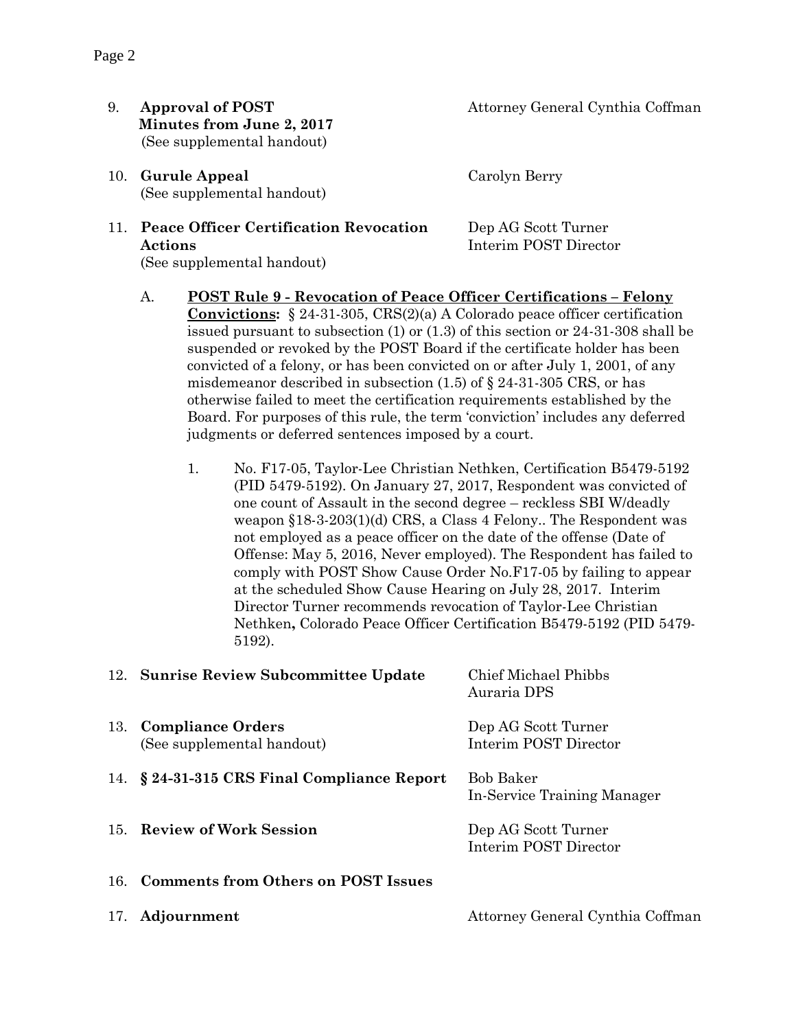9. **Approval of POST Minutes from June 2, 2017** — Attorney General Cynthia Coffman
   (See supplemental handout)

10. **Gurule Appeal** — Carolyn Berry
    (See supplemental handout)

11. **Peace Officer Certification Revocation Actions** — Dep AG Scott Turner, Interim POST Director
    (See supplemental handout)

    A. **<u>POST Rule 9 - Revocation of Peace Officer Certifications – Felony Convictions</u>:** § 24-31-305, CRS(2)(a) A Colorado peace officer certification issued pursuant to subsection (1) or (1.3) of this section or 24-31-308 shall be suspended or revoked by the POST Board if the certificate holder has been convicted of a felony, or has been convicted on or after July 1, 2001, of any misdemeanor described in subsection (1.5) of § 24-31-305 CRS, or has otherwise failed to meet the certification requirements established by the Board. For purposes of this rule, the term 'conviction' includes any deferred judgments or deferred sentences imposed by a court.

       1. No. F17-05, Taylor-Lee Christian Nethken, Certification B5479-5192 (PID 5479-5192). On January 27, 2017, Respondent was convicted of one count of Assault in the second degree – reckless SBI W/deadly weapon §18-3-203(1)(d) CRS, a Class 4 Felony.. The Respondent was not employed as a peace officer on the date of the offense (Date of Offense: May 5, 2016, Never employed). The Respondent has failed to comply with POST Show Cause Order No.F17-05 by failing to appear at the scheduled Show Cause Hearing on July 28, 2017. Interim Director Turner recommends revocation of Taylor-Lee Christian Nethken**,** Colorado Peace Officer Certification B5479-5192 (PID 5479-5192).

12. **Sunrise Review Subcommittee Update** — Chief Michael Phibbs, Auraria DPS

13. **Compliance Orders** — Dep AG Scott Turner, Interim POST Director
    (See supplemental handout)

14. **§ 24-31-315 CRS Final Compliance Report** — Bob Baker, In-Service Training Manager

15. **Review of Work Session** — Dep AG Scott Turner, Interim POST Director

16. **Comments from Others on POST Issues**

17. **Adjournment** — Attorney General Cynthia Coffman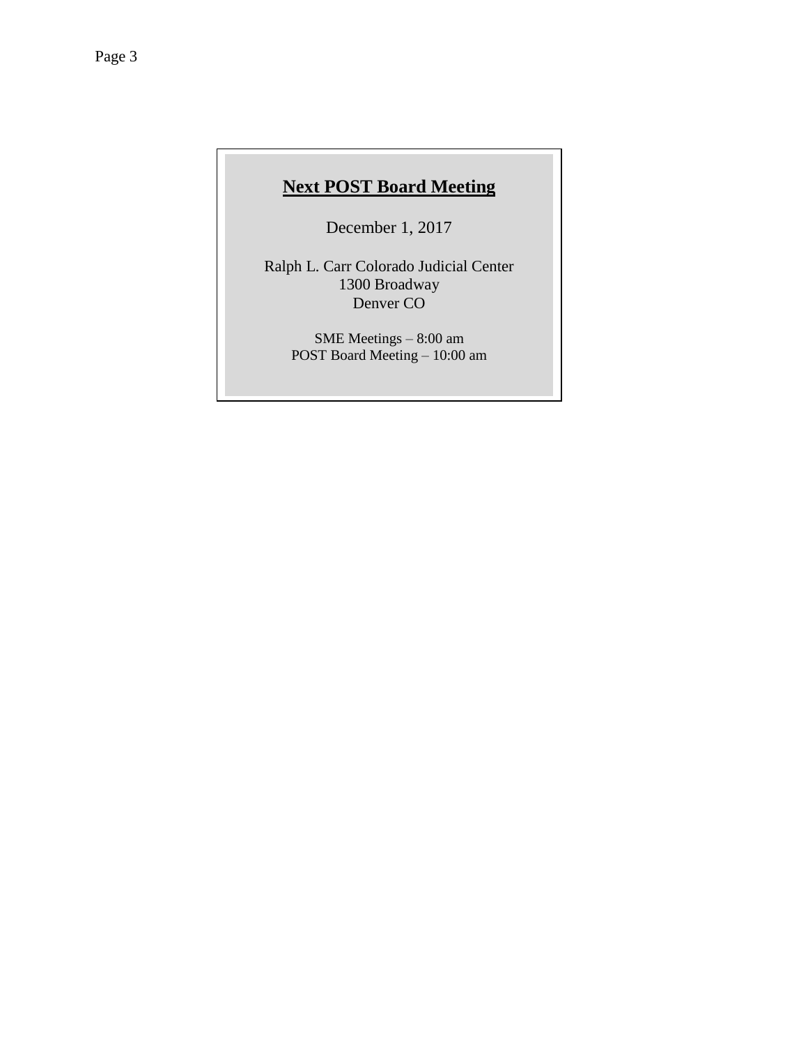## Next POST Board Meeting

December 1, 2017

Ralph L. Carr Colorado Judicial Center
1300 Broadway
Denver CO

SME Meetings – 8:00 am
POST Board Meeting – 10:00 am